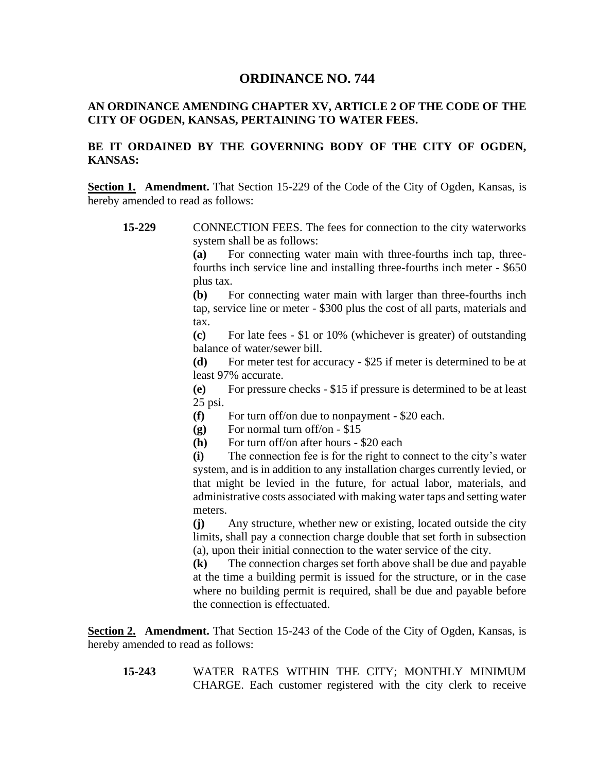# ORDINANCE NO. 744

**AN ORDINANCE AMENDING CHAPTER XV, ARTICLE 2 OF THE CODE OF THE CITY OF OGDEN, KANSAS, PERTAINING TO WATER FEES.**

**BE IT ORDAINED BY THE GOVERNING BODY OF THE CITY OF OGDEN, KANSAS:**

**Section 1. Amendment.** That Section 15-229 of the Code of the City of Ogden, Kansas, is hereby amended to read as follows:

**15-229** CONNECTION FEES. The fees for connection to the city waterworks system shall be as follows:

**(a)** For connecting water main with three-fourths inch tap, three-fourths inch service line and installing three-fourths inch meter - $650 plus tax.

**(b)** For connecting water main with larger than three-fourths inch tap, service line or meter - $300 plus the cost of all parts, materials and tax.

**(c)** For late fees - $1 or 10% (whichever is greater) of outstanding balance of water/sewer bill.

**(d)** For meter test for accuracy - $25 if meter is determined to be at least 97% accurate.

**(e)** For pressure checks - $15 if pressure is determined to be at least 25 psi.

**(f)** For turn off/on due to nonpayment - $20 each.

**(g)** For normal turn off/on - $15

**(h)** For turn off/on after hours - $20 each

**(i)** The connection fee is for the right to connect to the city's water system, and is in addition to any installation charges currently levied, or that might be levied in the future, for actual labor, materials, and administrative costs associated with making water taps and setting water meters.

**(j)** Any structure, whether new or existing, located outside the city limits, shall pay a connection charge double that set forth in subsection (a), upon their initial connection to the water service of the city.

**(k)** The connection charges set forth above shall be due and payable at the time a building permit is issued for the structure, or in the case where no building permit is required, shall be due and payable before the connection is effectuated.

**Section 2. Amendment.** That Section 15-243 of the Code of the City of Ogden, Kansas, is hereby amended to read as follows:

**15-243** WATER RATES WITHIN THE CITY; MONTHLY MINIMUM CHARGE. Each customer registered with the city clerk to receive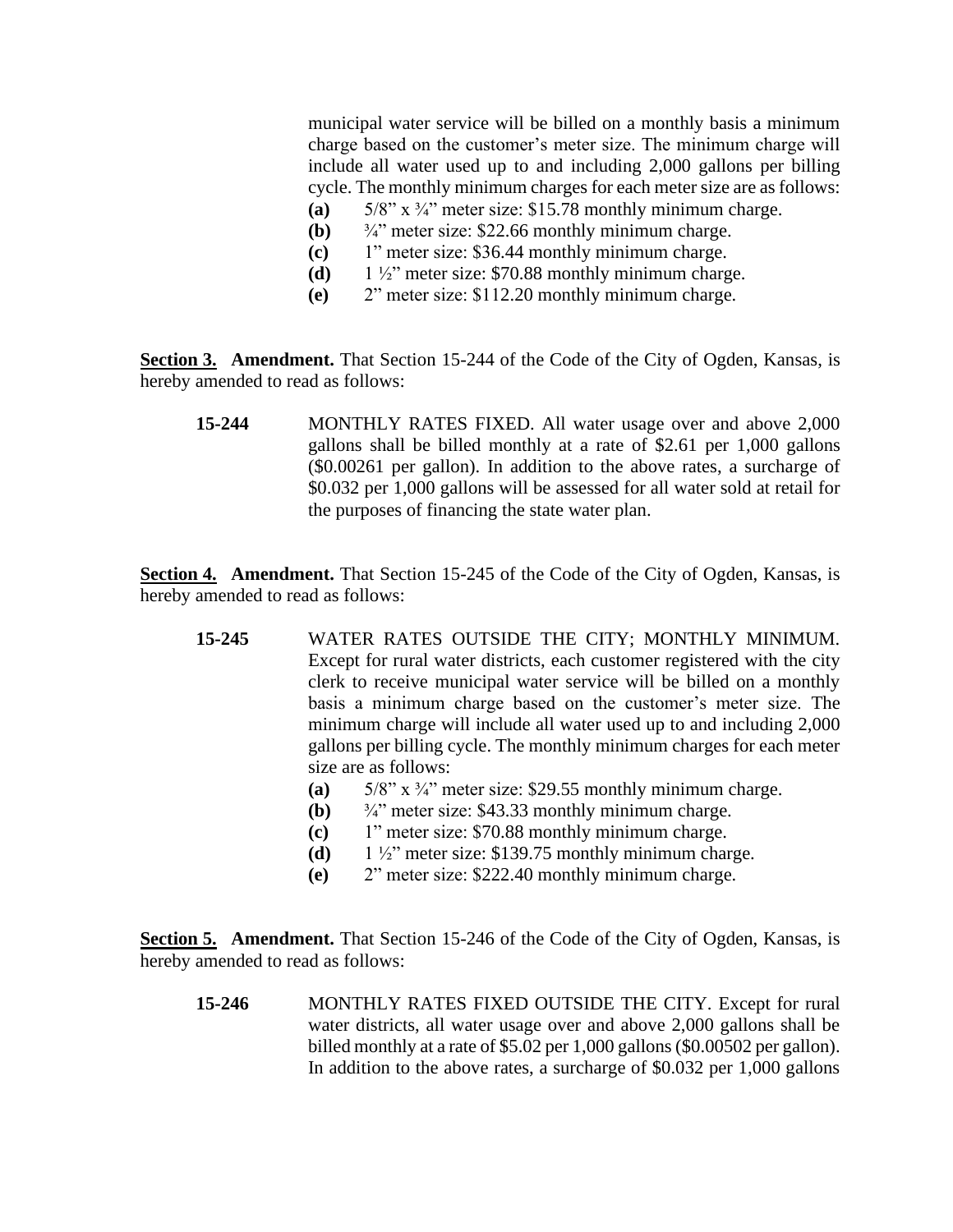municipal water service will be billed on a monthly basis a minimum charge based on the customer's meter size. The minimum charge will include all water used up to and including 2,000 gallons per billing cycle. The monthly minimum charges for each meter size are as follows:

- **(a)** 5/8" x ¾" meter size: $15.78 monthly minimum charge.
- **(b)** ¾" meter size: $22.66 monthly minimum charge.
- **(c)** 1" meter size: $36.44 monthly minimum charge.
- **(d)** 1 ½" meter size: $70.88 monthly minimum charge.
- **(e)** 2" meter size: $112.20 monthly minimum charge.

**Section 3. Amendment.** That Section 15-244 of the Code of the City of Ogden, Kansas, is hereby amended to read as follows:

**15-244** MONTHLY RATES FIXED. All water usage over and above 2,000 gallons shall be billed monthly at a rate of $2.61 per 1,000 gallons ($0.00261 per gallon). In addition to the above rates, a surcharge of $0.032 per 1,000 gallons will be assessed for all water sold at retail for the purposes of financing the state water plan.

**Section 4. Amendment.** That Section 15-245 of the Code of the City of Ogden, Kansas, is hereby amended to read as follows:

**15-245** WATER RATES OUTSIDE THE CITY; MONTHLY MINIMUM. Except for rural water districts, each customer registered with the city clerk to receive municipal water service will be billed on a monthly basis a minimum charge based on the customer's meter size. The minimum charge will include all water used up to and including 2,000 gallons per billing cycle. The monthly minimum charges for each meter size are as follows:

- **(a)** 5/8" x ¾" meter size: $29.55 monthly minimum charge.
- **(b)** ¾" meter size: $43.33 monthly minimum charge.
- **(c)** 1" meter size: $70.88 monthly minimum charge.
- **(d)** 1 ½" meter size: $139.75 monthly minimum charge.
- **(e)** 2" meter size: $222.40 monthly minimum charge.

**Section 5. Amendment.** That Section 15-246 of the Code of the City of Ogden, Kansas, is hereby amended to read as follows:

**15-246** MONTHLY RATES FIXED OUTSIDE THE CITY. Except for rural water districts, all water usage over and above 2,000 gallons shall be billed monthly at a rate of $5.02 per 1,000 gallons ($0.00502 per gallon). In addition to the above rates, a surcharge of $0.032 per 1,000 gallons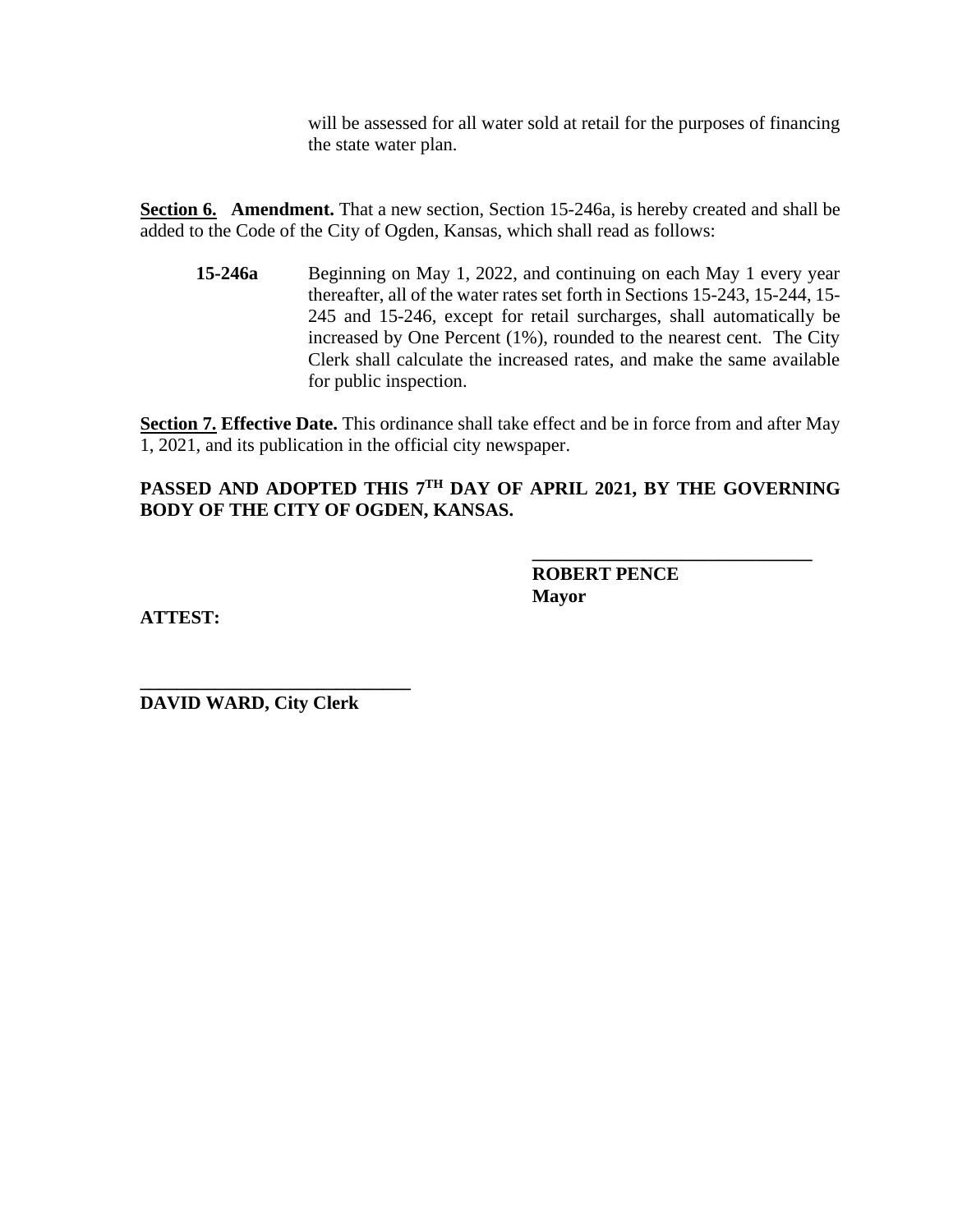will be assessed for all water sold at retail for the purposes of financing the state water plan.

**Section 6. Amendment.** That a new section, Section 15-246a, is hereby created and shall be added to the Code of the City of Ogden, Kansas, which shall read as follows:

**15-246a** Beginning on May 1, 2022, and continuing on each May 1 every year thereafter, all of the water rates set forth in Sections 15-243, 15-244, 15-245 and 15-246, except for retail surcharges, shall automatically be increased by One Percent (1%), rounded to the nearest cent. The City Clerk shall calculate the increased rates, and make the same available for public inspection.

**Section 7. Effective Date.** This ordinance shall take effect and be in force from and after May 1, 2021, and its publication in the official city newspaper.

**PASSED AND ADOPTED THIS 7TH DAY OF APRIL 2021, BY THE GOVERNING BODY OF THE CITY OF OGDEN, KANSAS.**

______________________________
**ROBERT PENCE**
**Mayor**

**ATTEST:**

______________________________
**DAVID WARD, City Clerk**